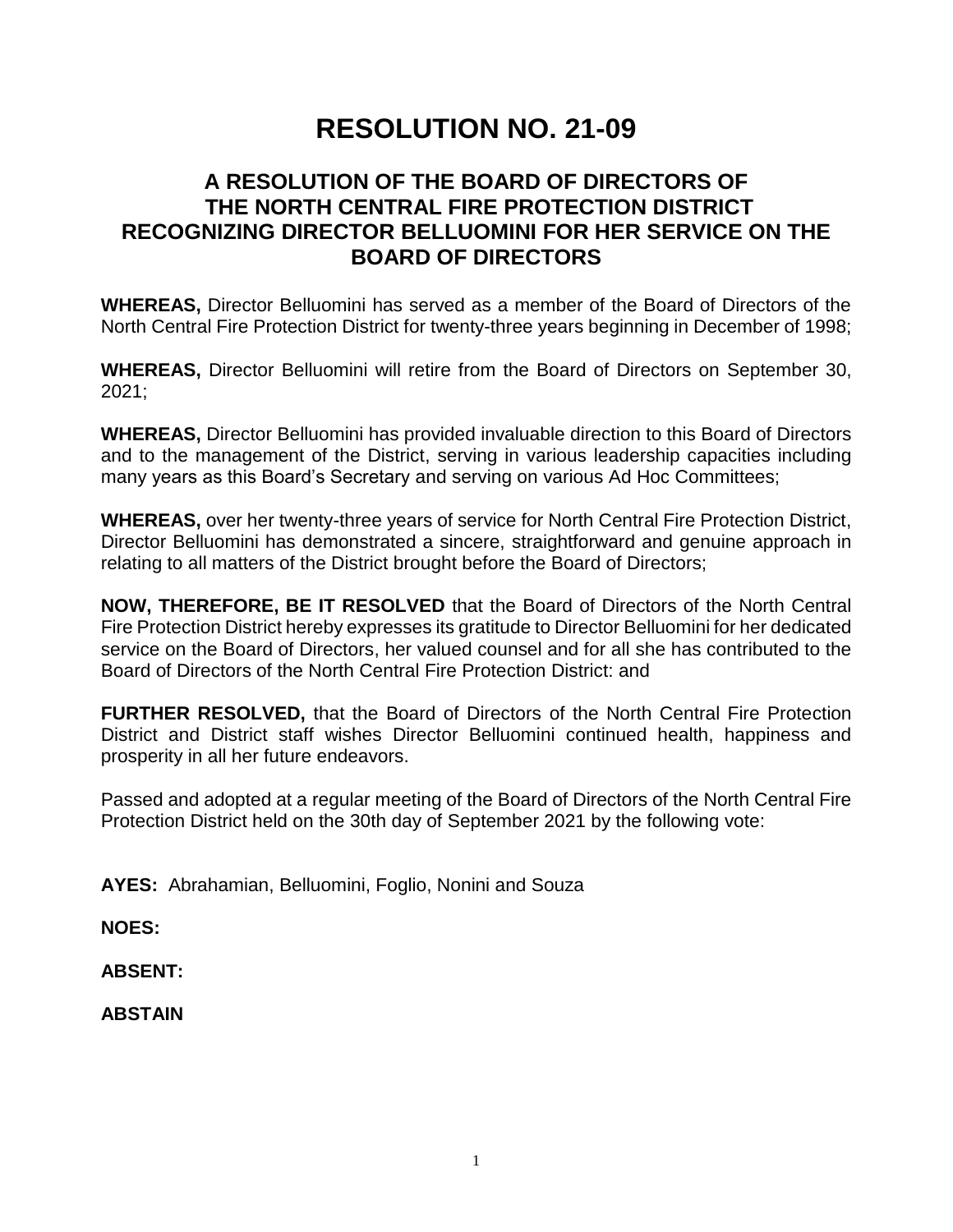# RESOLUTION NO. 21-09

## A RESOLUTION OF THE BOARD OF DIRECTORS OF THE NORTH CENTRAL FIRE PROTECTION DISTRICT RECOGNIZING DIRECTOR BELLUOMINI FOR HER SERVICE ON THE BOARD OF DIRECTORS

**WHEREAS,** Director Belluomini has served as a member of the Board of Directors of the North Central Fire Protection District for twenty-three years beginning in December of 1998;

**WHEREAS,** Director Belluomini will retire from the Board of Directors on September 30, 2021;

**WHEREAS,** Director Belluomini has provided invaluable direction to this Board of Directors and to the management of the District, serving in various leadership capacities including many years as this Board's Secretary and serving on various Ad Hoc Committees;

**WHEREAS,** over her twenty-three years of service for North Central Fire Protection District, Director Belluomini has demonstrated a sincere, straightforward and genuine approach in relating to all matters of the District brought before the Board of Directors;

**NOW, THEREFORE, BE IT RESOLVED** that the Board of Directors of the North Central Fire Protection District hereby expresses its gratitude to Director Belluomini for her dedicated service on the Board of Directors, her valued counsel and for all she has contributed to the Board of Directors of the North Central Fire Protection District: and

**FURTHER RESOLVED,** that the Board of Directors of the North Central Fire Protection District and District staff wishes Director Belluomini continued health, happiness and prosperity in all her future endeavors.

Passed and adopted at a regular meeting of the Board of Directors of the North Central Fire Protection District held on the 30th day of September 2021 by the following vote:

**AYES:** Abrahamian, Belluomini, Foglio, Nonini and Souza

**NOES:**

**ABSENT:**

**ABSTAIN**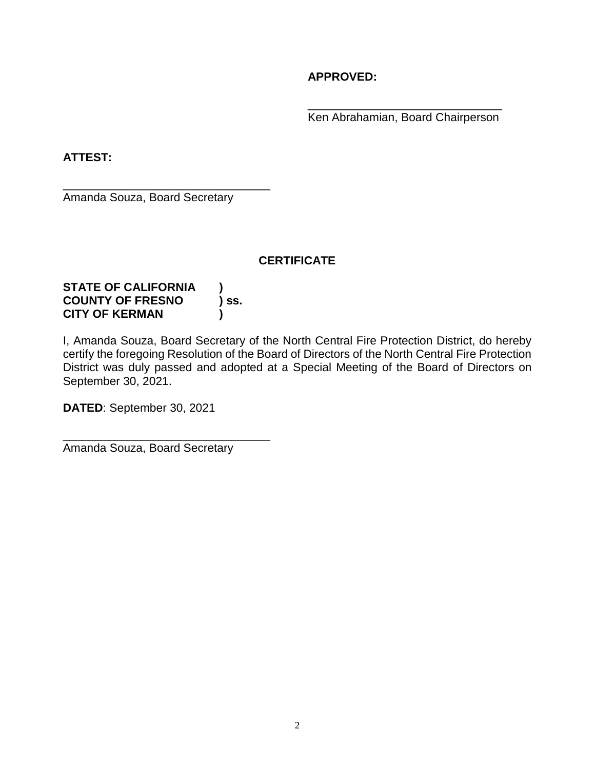**APPROVED:**

\_\_\_\_\_\_\_\_\_\_\_\_\_\_\_\_\_\_\_\_\_\_\_\_\_\_\_\_\_\_
Ken Abrahamian, Board Chairperson

**ATTEST:**

\_\_\_\_\_\_\_\_\_\_\_\_\_\_\_\_\_\_\_\_\_\_\_\_\_\_\_\_\_\_
Amanda Souza, Board Secretary

## CERTIFICATE

**STATE OF CALIFORNIA )**
**COUNTY OF FRESNO ) ss.**
**CITY OF KERMAN )**

I, Amanda Souza, Board Secretary of the North Central Fire Protection District, do hereby certify the foregoing Resolution of the Board of Directors of the North Central Fire Protection District was duly passed and adopted at a Special Meeting of the Board of Directors on September 30, 2021.

**DATED**: September 30, 2021

\_\_\_\_\_\_\_\_\_\_\_\_\_\_\_\_\_\_\_\_\_\_\_\_\_\_\_\_\_\_
Amanda Souza, Board Secretary